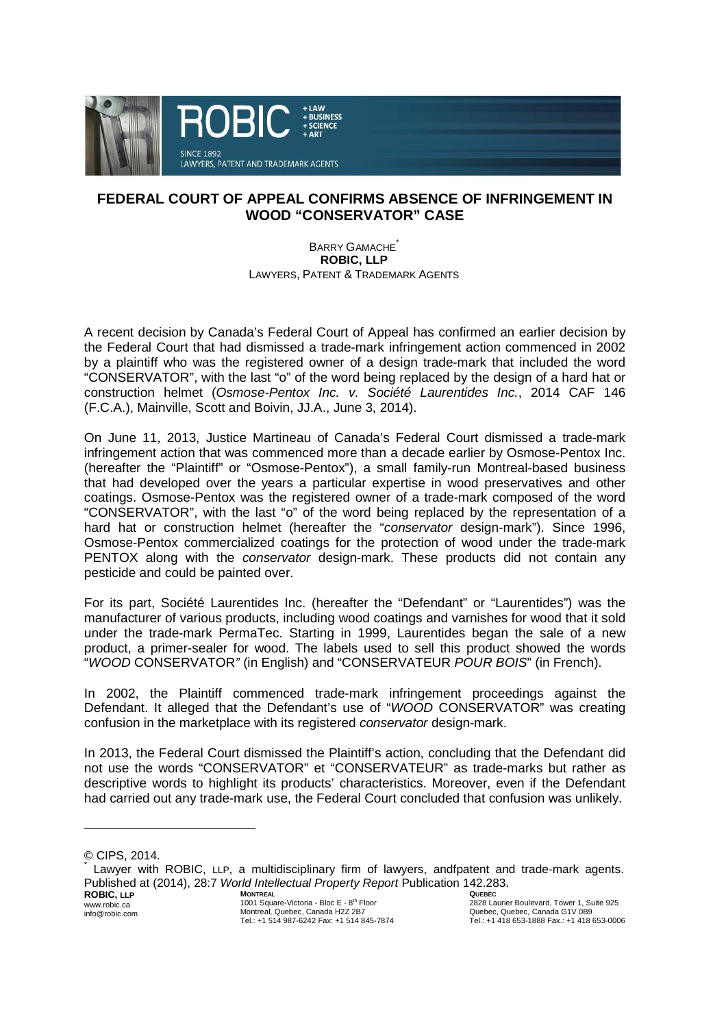# FEDERAL COURT OF APPEAL CONFIRMS ABSENCE OF INFRINGEMENT IN WOOD "CONSERVATOR" CASE

BARRY GAMACHE*
**ROBIC, LLP**
LAWYERS, PATENT & TRADEMARK AGENTS

A recent decision by Canada's Federal Court of Appeal has confirmed an earlier decision by the Federal Court that had dismissed a trade-mark infringement action commenced in 2002 by a plaintiff who was the registered owner of a design trade-mark that included the word "CONSERVATOR", with the last "o" of the word being replaced by the design of a hard hat or construction helmet (*Osmose-Pentox Inc. v. Société Laurentides Inc.*, 2014 CAF 146 (F.C.A.), Mainville, Scott and Boivin, JJ.A., June 3, 2014).

On June 11, 2013, Justice Martineau of Canada's Federal Court dismissed a trade-mark infringement action that was commenced more than a decade earlier by Osmose-Pentox Inc. (hereafter the "Plaintiff" or "Osmose-Pentox"), a small family-run Montreal-based business that had developed over the years a particular expertise in wood preservatives and other coatings. Osmose-Pentox was the registered owner of a trade-mark composed of the word "CONSERVATOR", with the last "o" of the word being replaced by the representation of a hard hat or construction helmet (hereafter the "*conservator* design-mark"). Since 1996, Osmose-Pentox commercialized coatings for the protection of wood under the trade-mark PENTOX along with the *conservator* design-mark. These products did not contain any pesticide and could be painted over.

For its part, Société Laurentides Inc. (hereafter the "Defendant" or "Laurentides") was the manufacturer of various products, including wood coatings and varnishes for wood that it sold under the trade-mark PermaTec. Starting in 1999, Laurentides began the sale of a new product, a primer-sealer for wood. The labels used to sell this product showed the words "*WOOD* CONSERVATOR*"* (in English) and "CONSERVATEUR *POUR BOIS*" (in French).

In 2002, the Plaintiff commenced trade-mark infringement proceedings against the Defendant. It alleged that the Defendant's use of "*WOOD* CONSERVATOR" was creating confusion in the marketplace with its registered *conservator* design-mark.

In 2013, the Federal Court dismissed the Plaintiff's action, concluding that the Defendant did not use the words "CONSERVATOR" et "CONSERVATEUR" as trade-marks but rather as descriptive words to highlight its products' characteristics. Moreover, even if the Defendant had carried out any trade-mark use, the Federal Court concluded that confusion was unlikely.

---

© CIPS, 2014.

* Lawyer with ROBIC, LLP, a multidisciplinary firm of lawyers, andfpatent and trade-mark agents. Published at (2014), 28:7 *World Intellectual Property Report* Publication 142.283.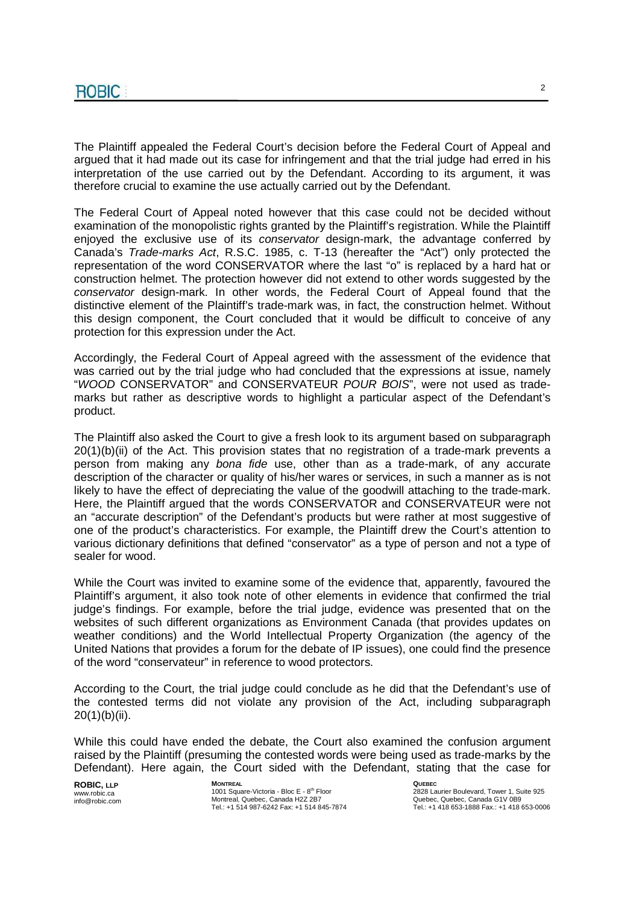The Plaintiff appealed the Federal Court's decision before the Federal Court of Appeal and argued that it had made out its case for infringement and that the trial judge had erred in his interpretation of the use carried out by the Defendant. According to its argument, it was therefore crucial to examine the use actually carried out by the Defendant.

The Federal Court of Appeal noted however that this case could not be decided without examination of the monopolistic rights granted by the Plaintiff's registration. While the Plaintiff enjoyed the exclusive use of its *conservator* design-mark, the advantage conferred by Canada's *Trade-marks Act*, R.S.C. 1985, c. T-13 (hereafter the "Act") only protected the representation of the word CONSERVATOR where the last "o" is replaced by a hard hat or construction helmet. The protection however did not extend to other words suggested by the *conservator* design-mark. In other words, the Federal Court of Appeal found that the distinctive element of the Plaintiff's trade-mark was, in fact, the construction helmet. Without this design component, the Court concluded that it would be difficult to conceive of any protection for this expression under the Act.

Accordingly, the Federal Court of Appeal agreed with the assessment of the evidence that was carried out by the trial judge who had concluded that the expressions at issue, namely "*WOOD* CONSERVATOR" and CONSERVATEUR *POUR BOIS*", were not used as trade-marks but rather as descriptive words to highlight a particular aspect of the Defendant's product.

The Plaintiff also asked the Court to give a fresh look to its argument based on subparagraph 20(1)(b)(ii) of the Act. This provision states that no registration of a trade-mark prevents a person from making any *bona fide* use, other than as a trade-mark, of any accurate description of the character or quality of his/her wares or services, in such a manner as is not likely to have the effect of depreciating the value of the goodwill attaching to the trade-mark. Here, the Plaintiff argued that the words CONSERVATOR and CONSERVATEUR were not an "accurate description" of the Defendant's products but were rather at most suggestive of one of the product's characteristics. For example, the Plaintiff drew the Court's attention to various dictionary definitions that defined "conservator" as a type of person and not a type of sealer for wood.

While the Court was invited to examine some of the evidence that, apparently, favoured the Plaintiff's argument, it also took note of other elements in evidence that confirmed the trial judge's findings. For example, before the trial judge, evidence was presented that on the websites of such different organizations as Environment Canada (that provides updates on weather conditions) and the World Intellectual Property Organization (the agency of the United Nations that provides a forum for the debate of IP issues), one could find the presence of the word "conservateur" in reference to wood protectors.

According to the Court, the trial judge could conclude as he did that the Defendant's use of the contested terms did not violate any provision of the Act, including subparagraph 20(1)(b)(ii).

While this could have ended the debate, the Court also examined the confusion argument raised by the Plaintiff (presuming the contested words were being used as trade-marks by the Defendant). Here again, the Court sided with the Defendant, stating that the case for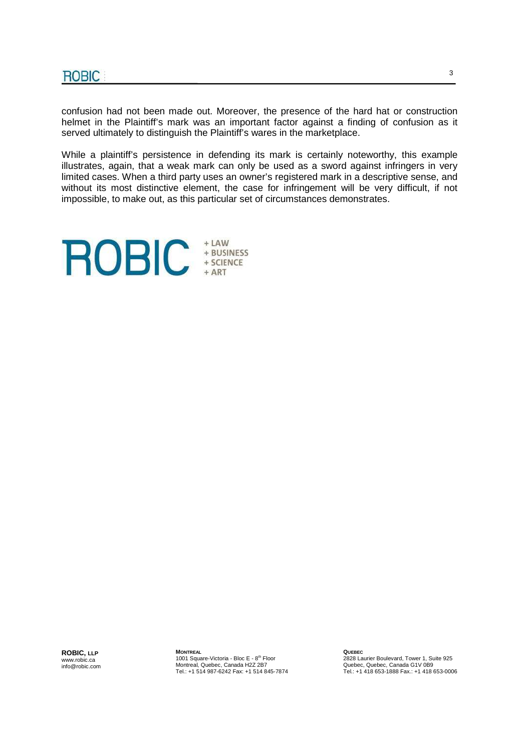confusion had not been made out. Moreover, the presence of the hard hat or construction helmet in the Plaintiff's mark was an important factor against a finding of confusion as it served ultimately to distinguish the Plaintiff's wares in the marketplace.

While a plaintiff's persistence in defending its mark is certainly noteworthy, this example illustrates, again, that a weak mark can only be used as a sword against infringers in very limited cases. When a third party uses an owner's registered mark in a descriptive sense, and without its most distinctive element, the case for infringement will be very difficult, if not impossible, to make out, as this particular set of circumstances demonstrates.

ROBIC + LAW + BUSINESS + SCIENCE + ART

**ROBIC, LLP**
www.robic.ca
info@robic.com

**MONTREAL**
1001 Square-Victoria - Bloc E - 8th Floor
Montreal, Quebec, Canada H2Z 2B7
Tel.: +1 514 987-6242 Fax: +1 514 845-7874

**QUEBEC**
2828 Laurier Boulevard, Tower 1, Suite 925
Quebec, Quebec, Canada G1V 0B9
Tel.: +1 418 653-1888 Fax.: +1 418 653-0006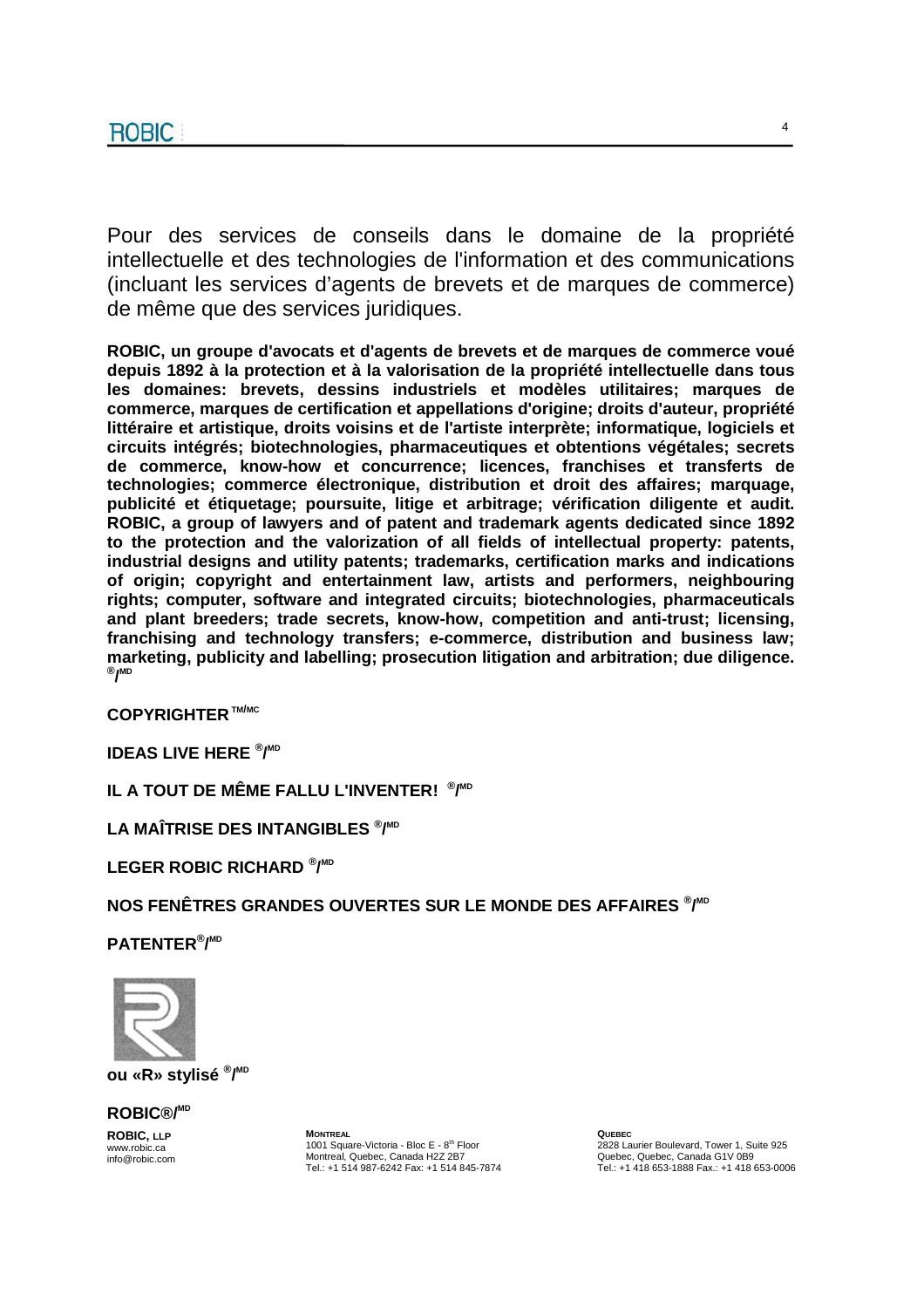Pour des services de conseils dans le domaine de la propriété intellectuelle et des technologies de l'information et des communications (incluant les services d'agents de brevets et de marques de commerce) de même que des services juridiques.

**ROBIC, un groupe d'avocats et d'agents de brevets et de marques de commerce voué depuis 1892 à la protection et à la valorisation de la propriété intellectuelle dans tous les domaines: brevets, dessins industriels et modèles utilitaires; marques de commerce, marques de certification et appellations d'origine; droits d'auteur, propriété littéraire et artistique, droits voisins et de l'artiste interprète; informatique, logiciels et circuits intégrés; biotechnologies, pharmaceutiques et obtentions végétales; secrets de commerce, know-how et concurrence; licences, franchises et transferts de technologies; commerce électronique, distribution et droit des affaires; marquage, publicité et étiquetage; poursuite, litige et arbitrage; vérification diligente et audit. ROBIC, a group of lawyers and of patent and trademark agents dedicated since 1892 to the protection and the valorization of all fields of intellectual property: patents, industrial designs and utility patents; trademarks, certification marks and indications of origin; copyright and entertainment law, artists and performers, neighbouring rights; computer, software and integrated circuits; biotechnologies, pharmaceuticals and plant breeders; trade secrets, know-how, competition and anti-trust; licensing, franchising and technology transfers; e-commerce, distribution and business law; marketing, publicity and labelling; prosecution litigation and arbitration; due diligence. ®/MD**

**COPYRIGHTER TM/MC**

**IDEAS LIVE HERE ®/MD**

**IL A TOUT DE MÊME FALLU L'INVENTER! ®/MD**

**LA MAÎTRISE DES INTANGIBLES ®/MD**

**LEGER ROBIC RICHARD ®/MD**

**NOS FENÊTRES GRANDES OUVERTES SUR LE MONDE DES AFFAIRES ®/MD**

**PATENTER®/MD**

**ou «R» stylisé ®/MD**

**ROBIC®/MD**

**ROBIC, LLP**
www.robic.ca
info@robic.com

**MONTREAL**
1001 Square-Victoria - Bloc E - 8th Floor
Montreal, Quebec, Canada H2Z 2B7
Tel.: +1 514 987-6242 Fax: +1 514 845-7874

**QUEBEC**
2828 Laurier Boulevard, Tower 1, Suite 925
Quebec, Quebec, Canada G1V 0B9
Tel.: +1 418 653-1888 Fax.: +1 418 653-0006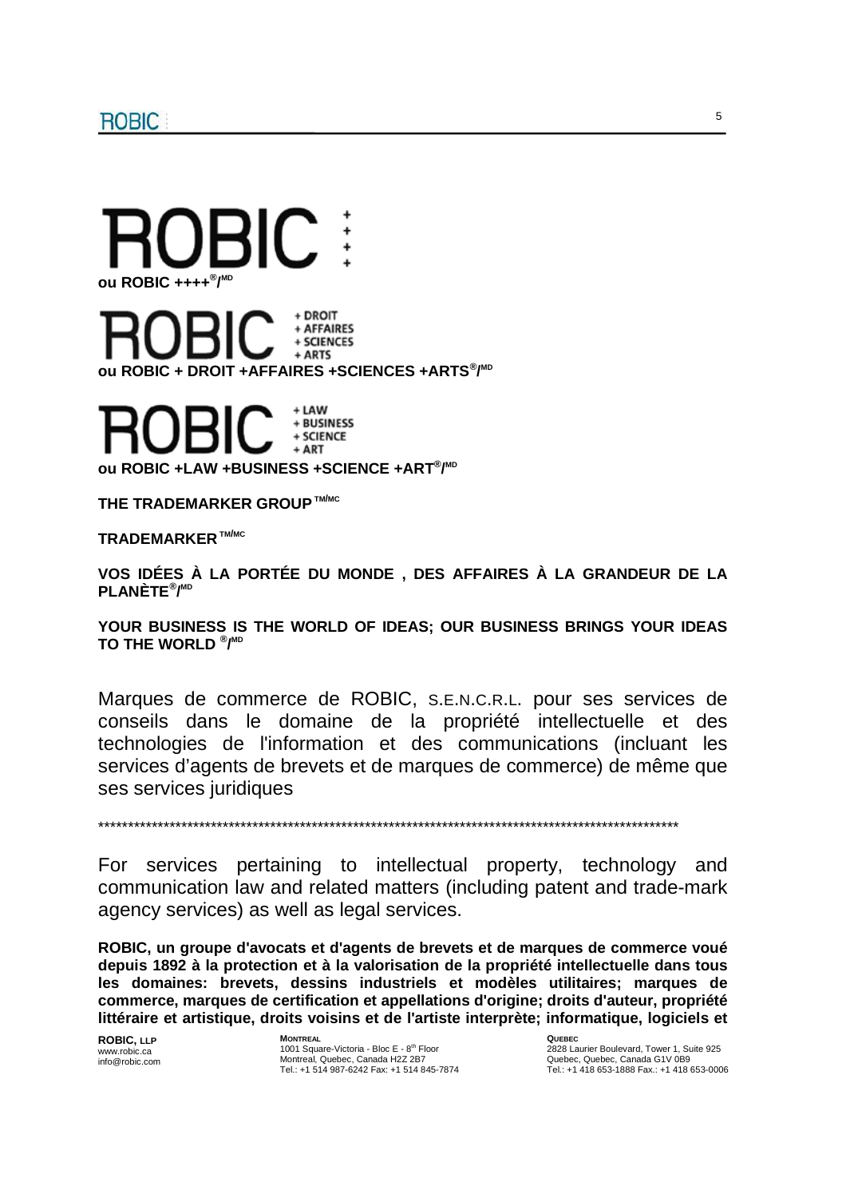ROBIC ++++

**ou ROBIC ++++®/MD**

ROBIC + DROIT + AFFAIRES + SCIENCES + ARTS

**ou ROBIC + DROIT +AFFAIRES +SCIENCES +ARTS®/MD**

ROBIC + LAW + BUSINESS + SCIENCE + ART

**ou ROBIC +LAW +BUSINESS +SCIENCE +ART®/MD**

**THE TRADEMARKER GROUP TM/MC**

**TRADEMARKER TM/MC**

**VOS IDÉES À LA PORTÉE DU MONDE , DES AFFAIRES À LA GRANDEUR DE LA PLANÈTE®/MD**

**YOUR BUSINESS IS THE WORLD OF IDEAS; OUR BUSINESS BRINGS YOUR IDEAS TO THE WORLD ®/MD**

Marques de commerce de ROBIC, S.E.N.C.R.L. pour ses services de conseils dans le domaine de la propriété intellectuelle et des technologies de l'information et des communications (incluant les services d'agents de brevets et de marques de commerce) de même que ses services juridiques

****************************************************************************************************

For services pertaining to intellectual property, technology and communication law and related matters (including patent and trade-mark agency services) as well as legal services.

**ROBIC, un groupe d'avocats et d'agents de brevets et de marques de commerce voué depuis 1892 à la protection et à la valorisation de la propriété intellectuelle dans tous les domaines: brevets, dessins industriels et modèles utilitaires; marques de commerce, marques de certification et appellations d'origine; droits d'auteur, propriété littéraire et artistique, droits voisins et de l'artiste interprète; informatique, logiciels et**

**ROBIC, LLP**
www.robic.ca
info@robic.com

**MONTREAL**
1001 Square-Victoria - Bloc E - 8th Floor
Montreal, Quebec, Canada H2Z 2B7
Tel.: +1 514 987-6242 Fax: +1 514 845-7874

**QUEBEC**
2828 Laurier Boulevard, Tower 1, Suite 925
Quebec, Quebec, Canada G1V 0B9
Tel.: +1 418 653-1888 Fax.: +1 418 653-0006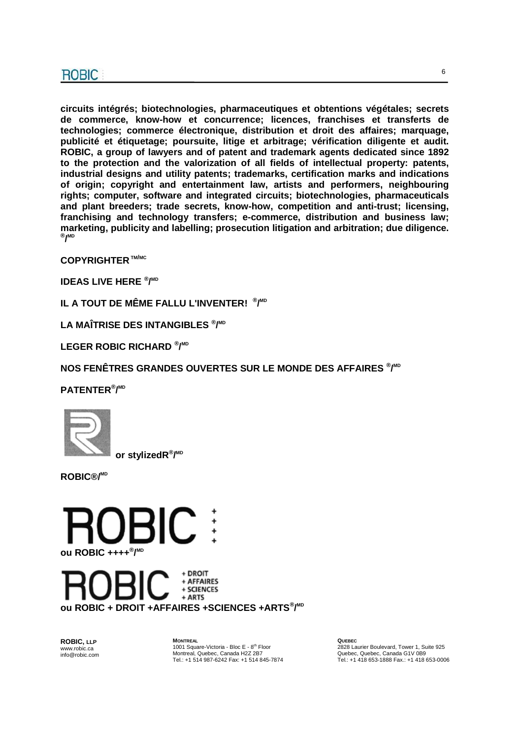**circuits intégrés; biotechnologies, pharmaceutiques et obtentions végétales; secrets de commerce, know-how et concurrence; licences, franchises et transferts de technologies; commerce électronique, distribution et droit des affaires; marquage, publicité et étiquetage; poursuite, litige et arbitrage; vérification diligente et audit. ROBIC, a group of lawyers and of patent and trademark agents dedicated since 1892 to the protection and the valorization of all fields of intellectual property: patents, industrial designs and utility patents; trademarks, certification marks and indications of origin; copyright and entertainment law, artists and performers, neighbouring rights; computer, software and integrated circuits; biotechnologies, pharmaceuticals and plant breeders; trade secrets, know-how, competition and anti-trust; licensing, franchising and technology transfers; e-commerce, distribution and business law; marketing, publicity and labelling; prosecution litigation and arbitration; due diligence. ®/MD**

**COPYRIGHTER TM/MC**

**IDEAS LIVE HERE ®/MD**

**IL A TOUT DE MÊME FALLU L'INVENTER! ®/MD**

**LA MAÎTRISE DES INTANGIBLES ®/MD**

**LEGER ROBIC RICHARD ®/MD**

**NOS FENÊTRES GRANDES OUVERTES SUR LE MONDE DES AFFAIRES ®/MD**

**PATENTER®/MD**

**or stylizedR®/MD**

**ROBIC®/MD**

ROBIC ++++

**ou ROBIC ++++®/MD**

ROBIC + DROIT + AFFAIRES + SCIENCES + ARTS

**ou ROBIC + DROIT +AFFAIRES +SCIENCES +ARTS®/MD**

**ROBIC, LLP**
www.robic.ca
info@robic.com

**MONTREAL**
1001 Square-Victoria - Bloc E - 8th Floor
Montreal, Quebec, Canada H2Z 2B7
Tel.: +1 514 987-6242 Fax: +1 514 845-7874

**QUEBEC**
2828 Laurier Boulevard, Tower 1, Suite 925
Quebec, Quebec, Canada G1V 0B9
Tel.: +1 418 653-1888 Fax.: +1 418 653-0006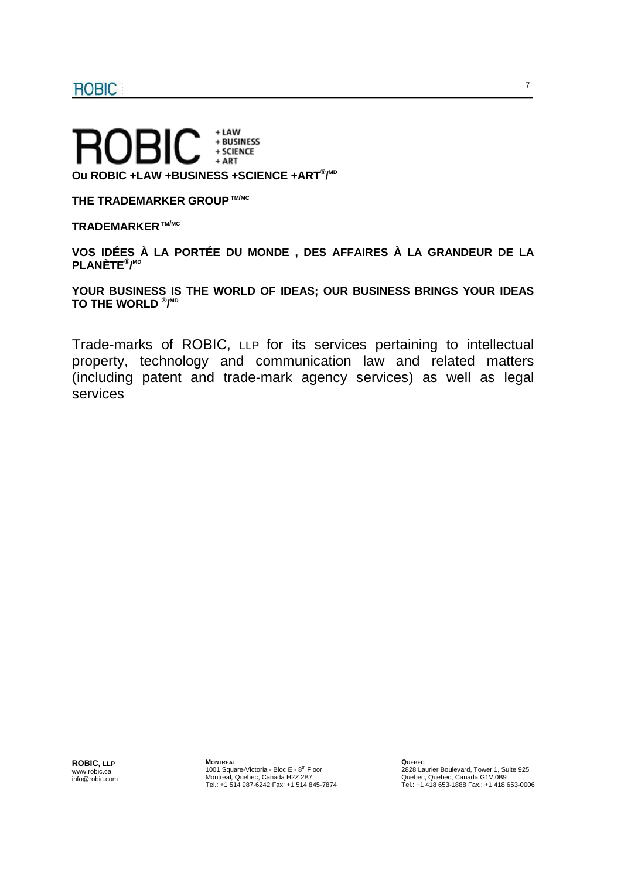ROBIC + LAW + BUSINESS + SCIENCE + ART

**Ou ROBIC +LAW +BUSINESS +SCIENCE +ART®/MD**

**THE TRADEMARKER GROUP TM/MC**

**TRADEMARKER TM/MC**

**VOS IDÉES À LA PORTÉE DU MONDE , DES AFFAIRES À LA GRANDEUR DE LA PLANÈTE®/MD**

**YOUR BUSINESS IS THE WORLD OF IDEAS; OUR BUSINESS BRINGS YOUR IDEAS TO THE WORLD ®/MD**

Trade-marks of ROBIC, LLP for its services pertaining to intellectual property, technology and communication law and related matters (including patent and trade-mark agency services) as well as legal services

**ROBIC, LLP**
www.robic.ca
info@robic.com

**MONTREAL**
1001 Square-Victoria - Bloc E - 8th Floor
Montreal, Quebec, Canada H2Z 2B7
Tel.: +1 514 987-6242 Fax: +1 514 845-7874

**QUEBEC**
2828 Laurier Boulevard, Tower 1, Suite 925
Quebec, Quebec, Canada G1V 0B9
Tel.: +1 418 653-1888 Fax.: +1 418 653-0006